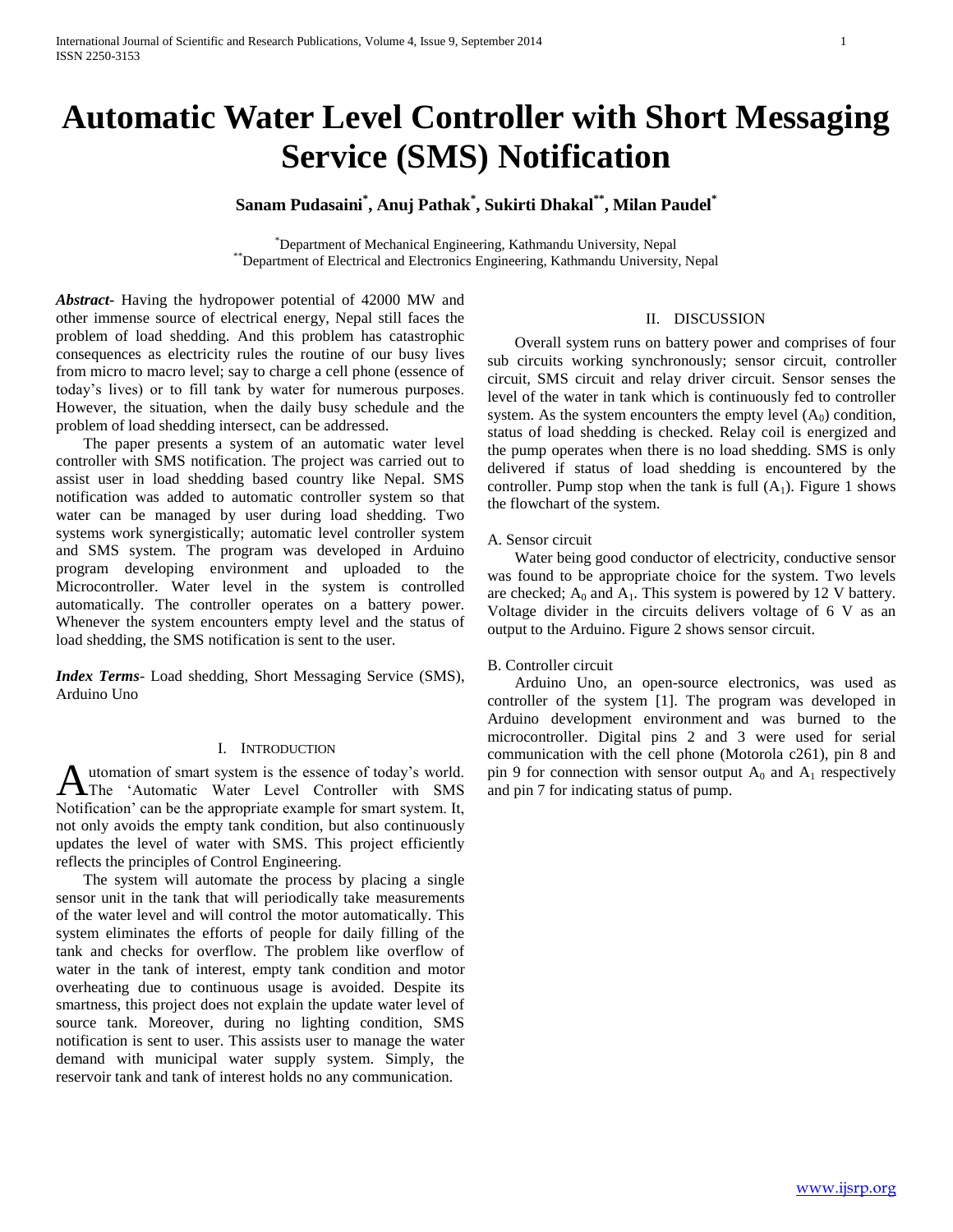# Automatic Water Level Controller with Short Messaging Service (SMS) Notification

**Sanam Pudasaini[*], Anuj Pathak[*], Sukirti Dhakal[**], Milan Paudel[*]**

[*]Department of Mechanical Engineering, Kathmandu University, Nepal
[**]Department of Electrical and Electronics Engineering, Kathmandu University, Nepal

***Abstract-*** Having the hydropower potential of 42000 MW and other immense source of electrical energy, Nepal still faces the problem of load shedding. And this problem has catastrophic consequences as electricity rules the routine of our busy lives from micro to macro level; say to charge a cell phone (essence of today's lives) or to fill tank by water for numerous purposes. However, the situation, when the daily busy schedule and the problem of load shedding intersect, can be addressed.

The paper presents a system of an automatic water level controller with SMS notification. The project was carried out to assist user in load shedding based country like Nepal. SMS notification was added to automatic controller system so that water can be managed by user during load shedding. Two systems work synergistically; automatic level controller system and SMS system. The program was developed in Arduino program developing environment and uploaded to the Microcontroller. Water level in the system is controlled automatically. The controller operates on a battery power. Whenever the system encounters empty level and the status of load shedding, the SMS notification is sent to the user.

***Index Terms*-** Load shedding, Short Messaging Service (SMS), Arduino Uno

## I. Introduction

Automation of smart system is the essence of today's world. The 'Automatic Water Level Controller with SMS Notification' can be the appropriate example for smart system. It, not only avoids the empty tank condition, but also continuously updates the level of water with SMS. This project efficiently reflects the principles of Control Engineering.

The system will automate the process by placing a single sensor unit in the tank that will periodically take measurements of the water level and will control the motor automatically. This system eliminates the efforts of people for daily filling of the tank and checks for overflow. The problem like overflow of water in the tank of interest, empty tank condition and motor overheating due to continuous usage is avoided. Despite its smartness, this project does not explain the update water level of source tank. Moreover, during no lighting condition, SMS notification is sent to user. This assists user to manage the water demand with municipal water supply system. Simply, the reservoir tank and tank of interest holds no any communication.

## II. Discussion

Overall system runs on battery power and comprises of four sub circuits working synchronously; sensor circuit, controller circuit, SMS circuit and relay driver circuit. Sensor senses the level of the water in tank which is continuously fed to controller system. As the system encounters the empty level ($A_0$) condition, status of load shedding is checked. Relay coil is energized and the pump operates when there is no load shedding. SMS is only delivered if status of load shedding is encountered by the controller. Pump stop when the tank is full ($A_1$). Figure 1 shows the flowchart of the system.

### A. Sensor circuit

Water being good conductor of electricity, conductive sensor was found to be appropriate choice for the system. Two levels are checked; $A_0$ and $A_1$. This system is powered by 12 V battery. Voltage divider in the circuits delivers voltage of 6 V as an output to the Arduino. Figure 2 shows sensor circuit.

### B. Controller circuit

Arduino Uno, an open-source electronics, was used as controller of the system [1]. The program was developed in Arduino development environment and was burned to the microcontroller. Digital pins 2 and 3 were used for serial communication with the cell phone (Motorola c261), pin 8 and pin 9 for connection with sensor output $A_0$ and $A_1$ respectively and pin 7 for indicating status of pump.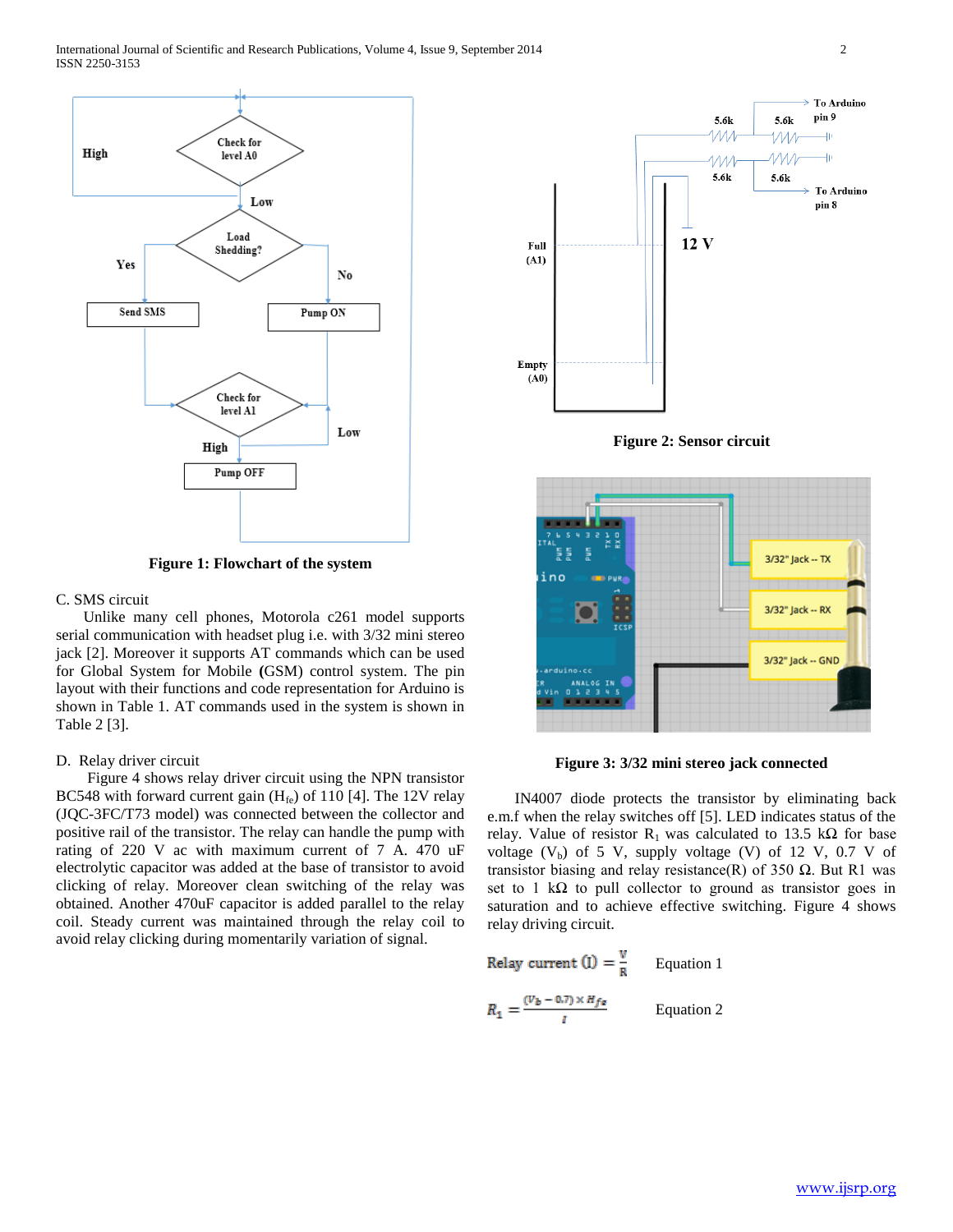Figure 1: Flowchart of the system

C. SMS circuit

Unlike many cell phones, Motorola c261 model supports serial communication with headset plug i.e. with 3/32 mini stereo jack [2]. Moreover it supports AT commands which can be used for Global System for Mobile **(**GSM) control system. The pin layout with their functions and code representation for Arduino is shown in Table 1. AT commands used in the system is shown in Table 2 [3].

D. Relay driver circuit

Figure 4 shows relay driver circuit using the NPN transistor BC548 with forward current gain ($H_{fe}$) of 110 [4]. The 12V relay (JQC-3FC/T73 model) was connected between the collector and positive rail of the transistor. The relay can handle the pump with rating of 220 V ac with maximum current of 7 A. 470 uF electrolytic capacitor was added at the base of transistor to avoid clicking of relay. Moreover clean switching of the relay was obtained. Another 470uF capacitor is added parallel to the relay coil. Steady current was maintained through the relay coil to avoid relay clicking during momentarily variation of signal.

Figure 2: Sensor circuit

Figure 3: 3/32 mini stereo jack connected

IN4007 diode protects the transistor by eliminating back e.m.f when the relay switches off [5]. LED indicates status of the relay. Value of resistor $R_1$ was calculated to 13.5 kΩ for base voltage ($V_b$) of 5 V, supply voltage (V) of 12 V, 0.7 V of transistor biasing and relay resistance(R) of 350 Ω. But R1 was set to 1 kΩ to pull collector to ground as transistor goes in saturation and to achieve effective switching. Figure 4 shows relay driving circuit.

$$\text{Relay current (I)} = \frac{V}{R} \qquad \text{Equation 1}$$

$$R_1 = \frac{(V_b - 0.7) \times H_{fe}}{I} \qquad \text{Equation 2}$$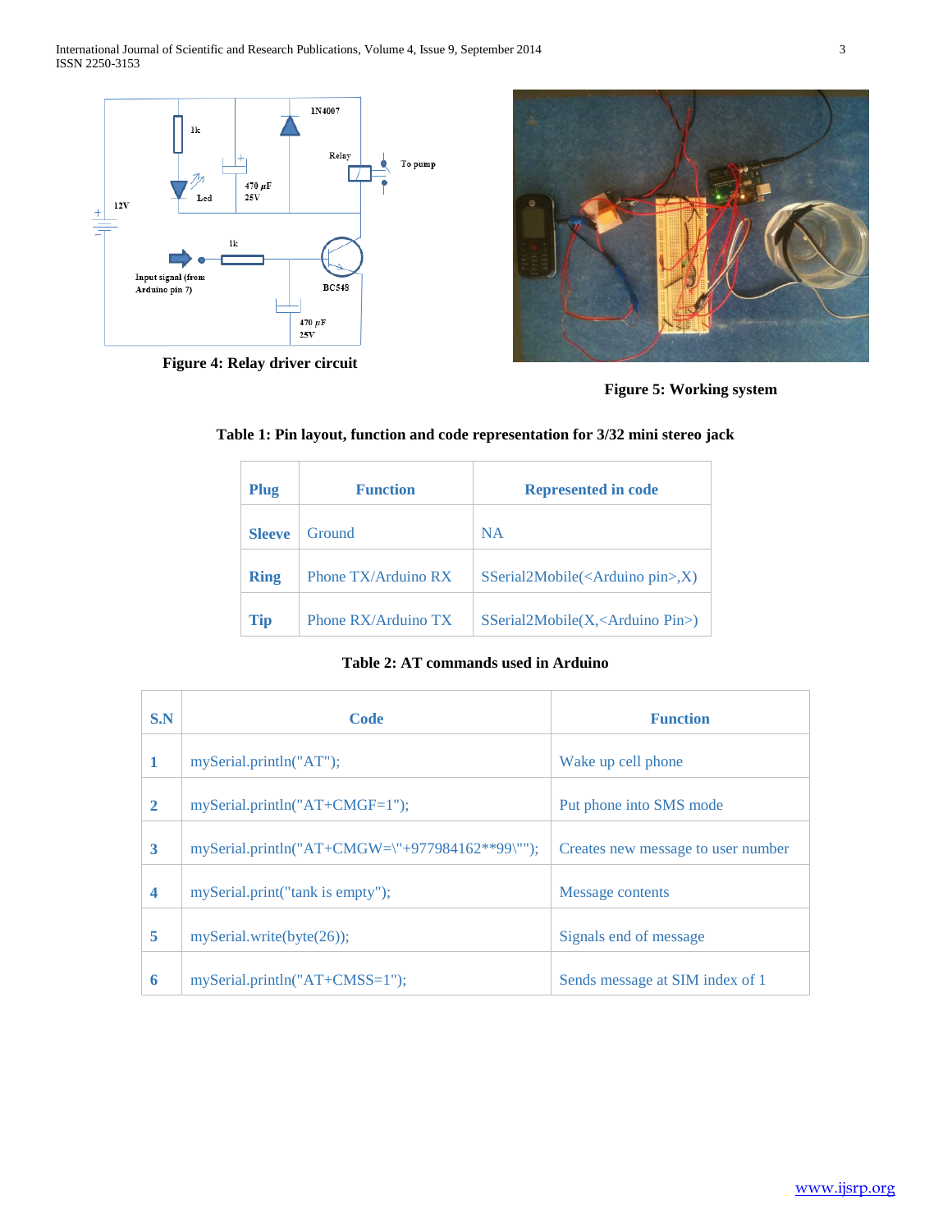Figure 4: Relay driver circuit

Figure 5: Working system

**Table 1: Pin layout, function and code representation for 3/32 mini stereo jack**

| Plug | Function | Represented in code |
|---|---|---|
| **Sleeve** | Ground | NA |
| **Ring** | Phone TX/Arduino RX | SSerial2Mobile(<Arduino pin>,X) |
| **Tip** | Phone RX/Arduino TX | SSerial2Mobile(X,<Arduino Pin>) |

**Table 2: AT commands used in Arduino**

| S.N | Code | Function |
|---|---|---|
| **1** | mySerial.println("AT"); | Wake up cell phone |
| **2** | mySerial.println("AT+CMGF=1"); | Put phone into SMS mode |
| **3** | mySerial.println("AT+CMGW=\"+977984162**99\""); | Creates new message to user number |
| **4** | mySerial.print("tank is empty"); | Message contents |
| **5** | mySerial.write(byte(26)); | Signals end of message |
| **6** | mySerial.println("AT+CMSS=1"); | Sends message at SIM index of 1 |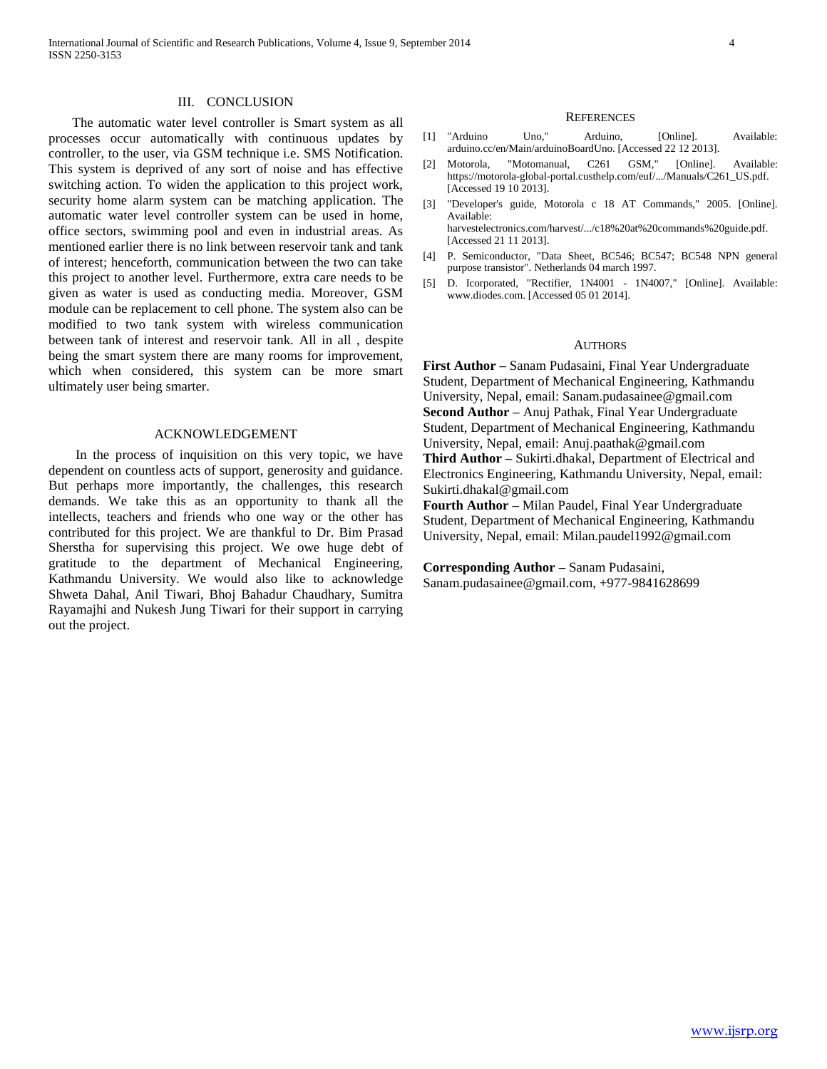## III. CONCLUSION

The automatic water level controller is Smart system as all processes occur automatically with continuous updates by controller, to the user, via GSM technique i.e. SMS Notification. This system is deprived of any sort of noise and has effective switching action. To widen the application to this project work, security home alarm system can be matching application. The automatic water level controller system can be used in home, office sectors, swimming pool and even in industrial areas. As mentioned earlier there is no link between reservoir tank and tank of interest; henceforth, communication between the two can take this project to another level. Furthermore, extra care needs to be given as water is used as conducting media. Moreover, GSM module can be replacement to cell phone. The system also can be modified to two tank system with wireless communication between tank of interest and reservoir tank. All in all , despite being the smart system there are many rooms for improvement, which when considered, this system can be more smart ultimately user being smarter.

## ACKNOWLEDGEMENT

In the process of inquisition on this very topic, we have dependent on countless acts of support, generosity and guidance. But perhaps more importantly, the challenges, this research demands. We take this as an opportunity to thank all the intellects, teachers and friends who one way or the other has contributed for this project. We are thankful to Dr. Bim Prasad Sherstha for supervising this project. We owe huge debt of gratitude to the department of Mechanical Engineering, Kathmandu University. We would also like to acknowledge Shweta Dahal, Anil Tiwari, Bhoj Bahadur Chaudhary, Sumitra Rayamajhi and Nukesh Jung Tiwari for their support in carrying out the project.

## REFERENCES

[1] "Arduino Uno," Arduino, [Online]. Available: arduino.cc/en/Main/arduinoBoardUno. [Accessed 22 12 2013].

[2] Motorola, "Motomanual, C261 GSM," [Online]. Available: https://motorola-global-portal.custhelp.com/euf/.../Manuals/C261_US.pdf. [Accessed 19 10 2013].

[3] "Developer's guide, Motorola c 18 AT Commands," 2005. [Online]. Available: harvestelectronics.com/harvest/.../c18%20at%20commands%20guide.pdf. [Accessed 21 11 2013].

[4] P. Semiconductor, "Data Sheet, BC546; BC547; BC548 NPN general purpose transistor". Netherlands 04 march 1997.

[5] D. Icorporated, "Rectifier, 1N4001 - 1N4007," [Online]. Available: www.diodes.com. [Accessed 05 01 2014].

## AUTHORS

**First Author** – Sanam Pudasaini, Final Year Undergraduate Student, Department of Mechanical Engineering, Kathmandu University, Nepal, email: Sanam.pudasainee@gmail.com

**Second Author** – Anuj Pathak, Final Year Undergraduate Student, Department of Mechanical Engineering, Kathmandu University, Nepal, email: Anuj.paathak@gmail.com

**Third Author** – Sukirti.dhakal, Department of Electrical and Electronics Engineering, Kathmandu University, Nepal, email: Sukirti.dhakal@gmail.com

**Fourth Author** – Milan Paudel, Final Year Undergraduate Student, Department of Mechanical Engineering, Kathmandu University, Nepal, email: Milan.paudel1992@gmail.com

**Corresponding Author** – Sanam Pudasaini, Sanam.pudasainee@gmail.com, +977-9841628699